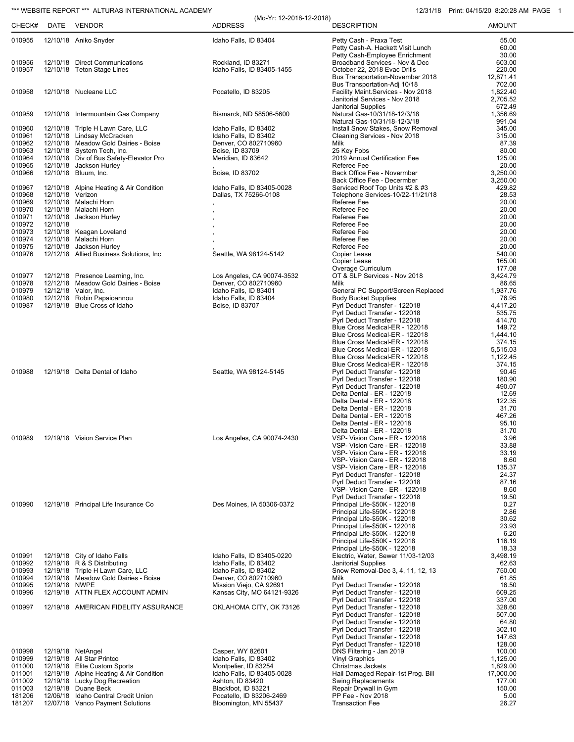*** WEBSITE REPORT *** ALTURAS INTERNATIONAL ACADEMY

(Mo-Yr: 12-2018-12-2018)

12/31/18 Print: 04/15/20 8:20:28 AM

| CHECK# | DATE | VENDOR | ADDRESS | DESCRIPTION | AMOUNT |
|---|---|---|---|---|---|
| 010955 | 12/10/18 | Aniko Snyder | Idaho Falls, ID 83404 | Petty Cash - Praxa Test | 55.00 |
| | | | | Petty Cash-A. Hackett Visit Lunch | 60.00 |
| | | | | Petty Cash-Employee Enrichment | 30.00 |
| 010956 | 12/10/18 | Direct Communications | Rockland, ID 83271 | Broadband Services - Nov & Dec | 603.00 |
| 010957 | 12/10/18 | Teton Stage Lines | Idaho Falls, ID 83405-1455 | October 22, 2018 Evac Drills | 220.00 |
| | | | | Bus Transportation-November 2018 | 12,871.41 |
| | | | | Bus Transportation-Adj 10/18 | 702.00 |
| 010958 | 12/10/18 | Nucleane LLC | Pocatello, ID 83205 | Facility Maint.Services - Nov 2018 | 1,822.40 |
| | | | | Janitorial Services - Nov 2018 | 2,705.52 |
| | | | | Janitorial Supplies | 672.49 |
| 010959 | 12/10/18 | Intermountain Gas Company | Bismarck, ND 58506-5600 | Natural Gas-10/31/18-12/3/18 | 1,356.69 |
| | | | | Natural Gas-10/31/18-12/3/18 | 991.04 |
| 010960 | 12/10/18 | Triple H Lawn Care, LLC | Idaho Falls, ID 83402 | Install Snow Stakes, Snow Removal | 345.00 |
| 010961 | 12/10/18 | Lindsay McCracken | Idaho Falls, ID 83402 | Cleaning Services - Nov 2018 | 315.00 |
| 010962 | 12/10/18 | Meadow Gold Dairies - Boise | Denver, CO 802710960 | Milk | 87.39 |
| 010963 | 12/10/18 | System Tech, Inc. | Boise, ID 83709 | 25 Key Fobs | 80.00 |
| 010964 | 12/10/18 | Div of Bus Safety-Elevator Pro | Meridian, ID 83642 | 2019 Annual Certification Fee | 125.00 |
| 010965 | 12/10/18 | Jackson Hurley | , | Referee Fee | 20.00 |
| 010966 | 12/10/18 | Bluum, Inc. | Boise, ID 83702 | Back Office Fee - Novermber | 3,250.00 |
| | | | | Back Office Fee - Decermber | 3,250.00 |
| 010967 | 12/10/18 | Alpine Heating & Air Condition | Idaho Falls, ID 83405-0028 | Serviced Roof Top Units #2 & #3 | 429.82 |
| 010968 | 12/10/18 | Verizon | Dallas, TX 75266-0108 | Telephone Services-10/22-11/21/18 | 28.53 |
| 010969 | 12/10/18 | Malachi Horn | , | Referee Fee | 20.00 |
| 010970 | 12/10/18 | Malachi Horn | , | Referee Fee | 20.00 |
| 010971 | 12/10/18 | Jackson Hurley | , | Referee Fee | 20.00 |
| 010972 | 12/10/18 | | , | Referee Fee | 20.00 |
| 010973 | 12/10/18 | Keagan Loveland | , | Referee Fee | 20.00 |
| 010974 | 12/10/18 | Malachi Horn | , | Referee Fee | 20.00 |
| 010975 | 12/10/18 | Jackson Hurley | , | Referee Fee | 20.00 |
| 010976 | 12/12/18 | Allied Business Solutions, Inc | Seattle, WA 98124-5142 | Copier Lease | 540.00 |
| | | | | Copier Lease | 165.00 |
| | | | | Overage Curriculum | 177.08 |
| 010977 | 12/12/18 | Presence Learning, Inc. | Los Angeles, CA 90074-3532 | OT & SLP Services - Nov 2018 | 3,424.79 |
| 010978 | 12/12/18 | Meadow Gold Dairies - Boise | Denver, CO 802710960 | Milk | 86.65 |
| 010979 | 12/12/18 | Valor, Inc. | Idaho Falls, ID 83401 | General PC Support/Screen Replaced | 1,937.76 |
| 010980 | 12/12/18 | Robin Papaioannou | Idaho Falls, ID 83404 | Body Bucket Supplies | 76.95 |
| 010987 | 12/19/18 | Blue Cross of Idaho | Boise, ID 83707 | Pyrl Deduct Transfer - 122018 | 4,417.20 |
| | | | | Pyrl Deduct Transfer - 122018 | 535.75 |
| | | | | Pyrl Deduct Transfer - 122018 | 414.70 |
| | | | | Blue Cross Medical-ER - 122018 | 149.72 |
| | | | | Blue Cross Medical-ER - 122018 | 1,444.10 |
| | | | | Blue Cross Medical-ER - 122018 | 374.15 |
| | | | | Blue Cross Medical-ER - 122018 | 5,515.03 |
| | | | | Blue Cross Medical-ER - 122018 | 1,122.45 |
| | | | | Blue Cross Medical-ER - 122018 | 374.15 |
| 010988 | 12/19/18 | Delta Dental of Idaho | Seattle, WA 98124-5145 | Pyrl Deduct Transfer - 122018 | 90.45 |
| | | | | Pyrl Deduct Transfer - 122018 | 180.90 |
| | | | | Pyrl Deduct Transfer - 122018 | 490.07 |
| | | | | Delta Dental - ER - 122018 | 12.69 |
| | | | | Delta Dental - ER - 122018 | 122.35 |
| | | | | Delta Dental - ER - 122018 | 31.70 |
| | | | | Delta Dental - ER - 122018 | 467.26 |
| | | | | Delta Dental - ER - 122018 | 95.10 |
| | | | | Delta Dental - ER - 122018 | 31.70 |
| 010989 | 12/19/18 | Vision Service Plan | Los Angeles, CA 90074-2430 | VSP- Vision Care - ER - 122018 | 3.96 |
| | | | | VSP- Vision Care - ER - 122018 | 33.88 |
| | | | | VSP- Vision Care - ER - 122018 | 33.19 |
| | | | | VSP- Vision Care - ER - 122018 | 8.60 |
| | | | | VSP- Vision Care - ER - 122018 | 135.37 |
| | | | | Pyrl Deduct Transfer - 122018 | 24.37 |
| | | | | Pyrl Deduct Transfer - 122018 | 87.16 |
| | | | | VSP- Vision Care - ER - 122018 | 8.60 |
| | | | | Pyrl Deduct Transfer - 122018 | 19.50 |
| 010990 | 12/19/18 | Principal Life Insurance Co | Des Moines, IA 50306-0372 | Principal Life-$50K - 122018 | 0.27 |
| | | | | Principal Life-$50K - 122018 | 2.86 |
| | | | | Principal Life-$50K - 122018 | 30.62 |
| | | | | Principal Life-$50K - 122018 | 23.93 |
| | | | | Principal Life-$50K - 122018 | 6.20 |
| | | | | Principal Life-$50K - 122018 | 116.19 |
| | | | | Principal Life-$50K - 122018 | 18.33 |
| 010991 | 12/19/18 | City of Idaho Falls | Idaho Falls, ID 83405-0220 | Electric, Water, Sewer 11/03-12/03 | 3,498.19 |
| 010992 | 12/19/18 | R & S Distributing | Idaho Falls, ID 83402 | Janitorial Supplies | 62.63 |
| 010993 | 12/19/18 | Triple H Lawn Care, LLC | Idaho Falls, ID 83402 | Snow Removal-Dec 3, 4, 11, 12, 13 | 750.00 |
| 010994 | 12/19/18 | Meadow Gold Dairies - Boise | Denver, CO 802710960 | Milk | 61.85 |
| 010995 | 12/19/18 | NWPE | Mission Viejo, CA 92691 | Pyrl Deduct Transfer - 122018 | 16.50 |
| 010996 | 12/19/18 | ATTN FLEX ACCOUNT ADMIN | Kansas City, MO 64121-9326 | Pyrl Deduct Transfer - 122018 | 609.25 |
| | | | | Pyrl Deduct Transfer - 122018 | 337.00 |
| 010997 | 12/19/18 | AMERICAN FIDELITY ASSURANCE | OKLAHOMA CITY, OK 73126 | Pyrl Deduct Transfer - 122018 | 328.60 |
| | | | | Pyrl Deduct Transfer - 122018 | 507.00 |
| | | | | Pyrl Deduct Transfer - 122018 | 64.80 |
| | | | | Pyrl Deduct Transfer - 122018 | 302.10 |
| | | | | Pyrl Deduct Transfer - 122018 | 147.63 |
| | | | | Pyrl Deduct Transfer - 122018 | 128.00 |
| 010998 | 12/19/18 | NetAngel | Casper, WY 82601 | DNS Filtering - Jan 2019 | 100.00 |
| 010999 | 12/19/18 | All Star Printco | Idaho Falls, ID 83402 | Vinyl Graphics | 1,125.00 |
| 011000 | 12/19/18 | Elite Custom Sports | Montpelier, ID 83254 | Christmas Jackets | 1,829.00 |
| 011001 | 12/19/18 | Alpine Heating & Air Condition | Idaho Falls, ID 83405-0028 | Hail Damaged Repair-1st Prog. Bill | 17,000.00 |
| 011002 | 12/19/18 | Lucky Dog Recreation | Ashton, ID 83420 | Swing Replacements | 177.00 |
| 011003 | 12/19/18 | Duane Beck | Blackfoot, ID 83221 | Repair Drywall in Gym | 150.00 |
| 181206 | 12/06/18 | Idaho Central Credit Union | Pocatello, ID 83206-2469 | PP Fee - Nov 2018 | 5.00 |
| 181207 | 12/07/18 | Vanco Payment Solutions | Bloomington, MN 55437 | Transaction Fee | 26.27 |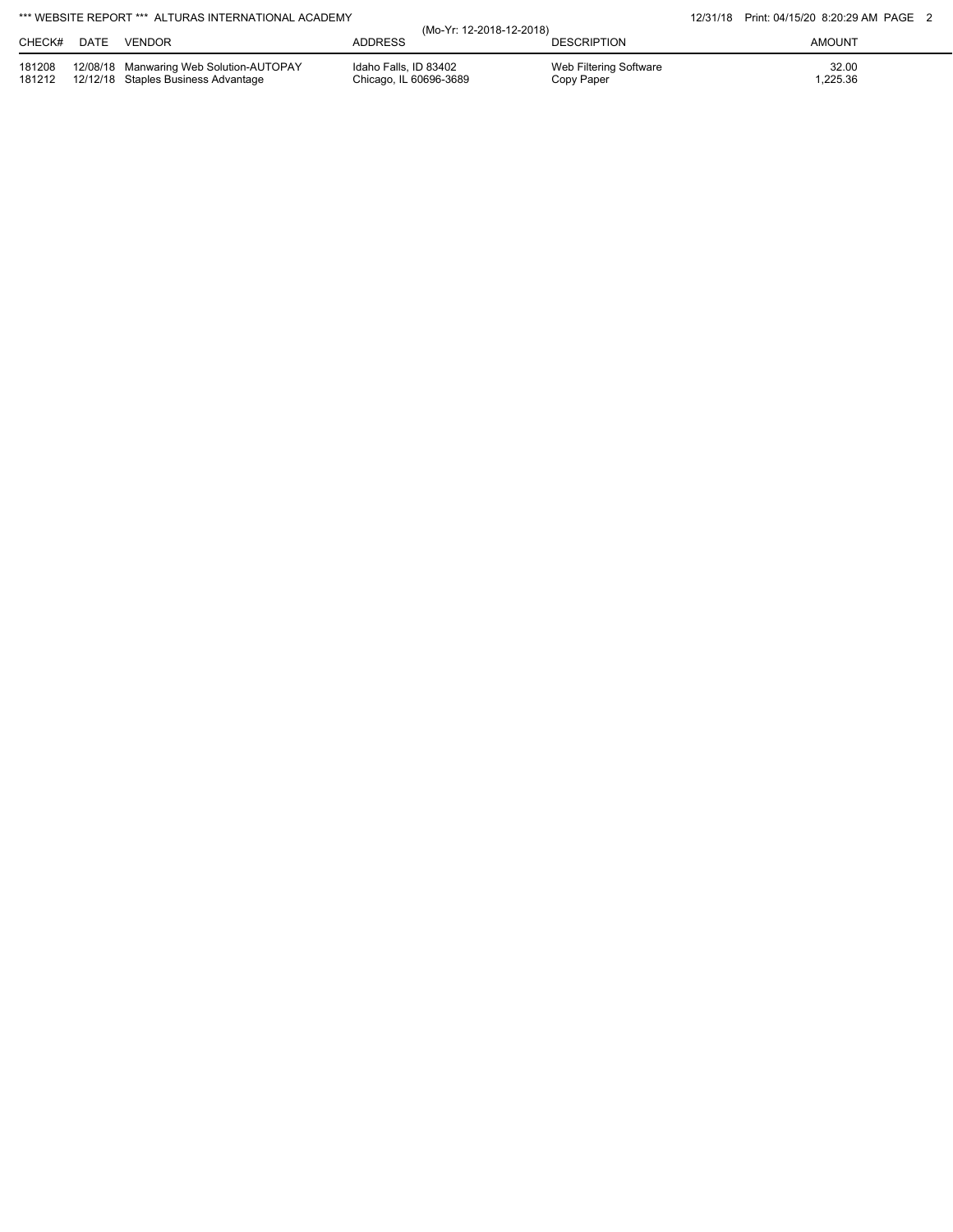| CHECK# | DATE | VENDOR | ADDRESS | DESCRIPTION | AMOUNT |
| --- | --- | --- | --- | --- | --- |
| 181208 | 12/08/18 | Manwaring Web Solution-AUTOPAY | Idaho Falls, ID 83402 | Web Filtering Software | 32.00 |
| 181212 | 12/12/18 | Staples Business Advantage | Chicago, IL 60696-3689 | Copy Paper | 1,225.36 |